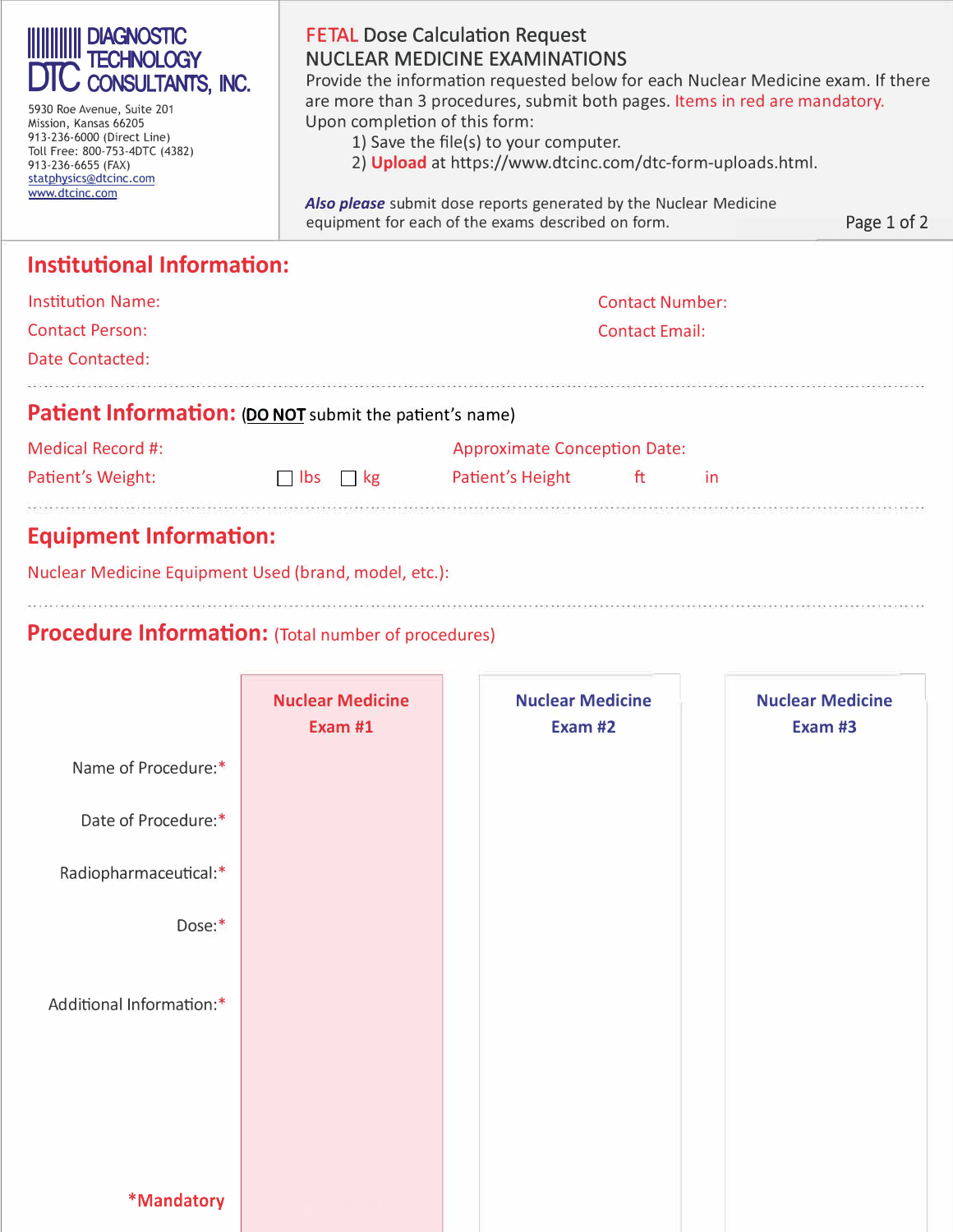**DIAGNOSTIC TECHNOLOGY CONSULTANTS, INC.**

5930 Roe Avenue, Suite 201
Mission, Kansas 66205
913-236-6000 (Direct Line)
Toll Free: 800-753-4DTC (4382)
913-236-6655 (FAX)
statphysics@dtcinc.com
www.dtcinc.com

# FETAL Dose Calculation Request
## NUCLEAR MEDICINE EXAMINATIONS

Provide the information requested below for each Nuclear Medicine exam. If there are more than 3 procedures, submit both pages. Items in red are mandatory.

Upon completion of this form:

1) Save the file(s) to your computer.
2) **Upload** at https://www.dtcinc.com/dtc-form-uploads.html.

***Also please*** submit dose reports generated by the Nuclear Medicine equipment for each of the exams described on form.

## Institutional Information:

Institution Name:

Contact Number:

Contact Person:

Contact Email:

Date Contacted:

## Patient Information: (**DO NOT** submit the patient's name)

Medical Record #:

Approximate Conception Date:

Patient's Weight: ☐ lbs ☐ kg

Patient's Height ft in

## Equipment Information:

Nuclear Medicine Equipment Used (brand, model, etc.):

## Procedure Information: (Total number of procedures)

| | Nuclear Medicine Exam #1 | Nuclear Medicine Exam #2 | Nuclear Medicine Exam #3 |
|---|---|---|---|
| Name of Procedure:* | | | |
| Date of Procedure:* | | | |
| Radiopharmaceutical:* | | | |
| Dose:* | | | |
| Additional Information:* | | | |

*Mandatory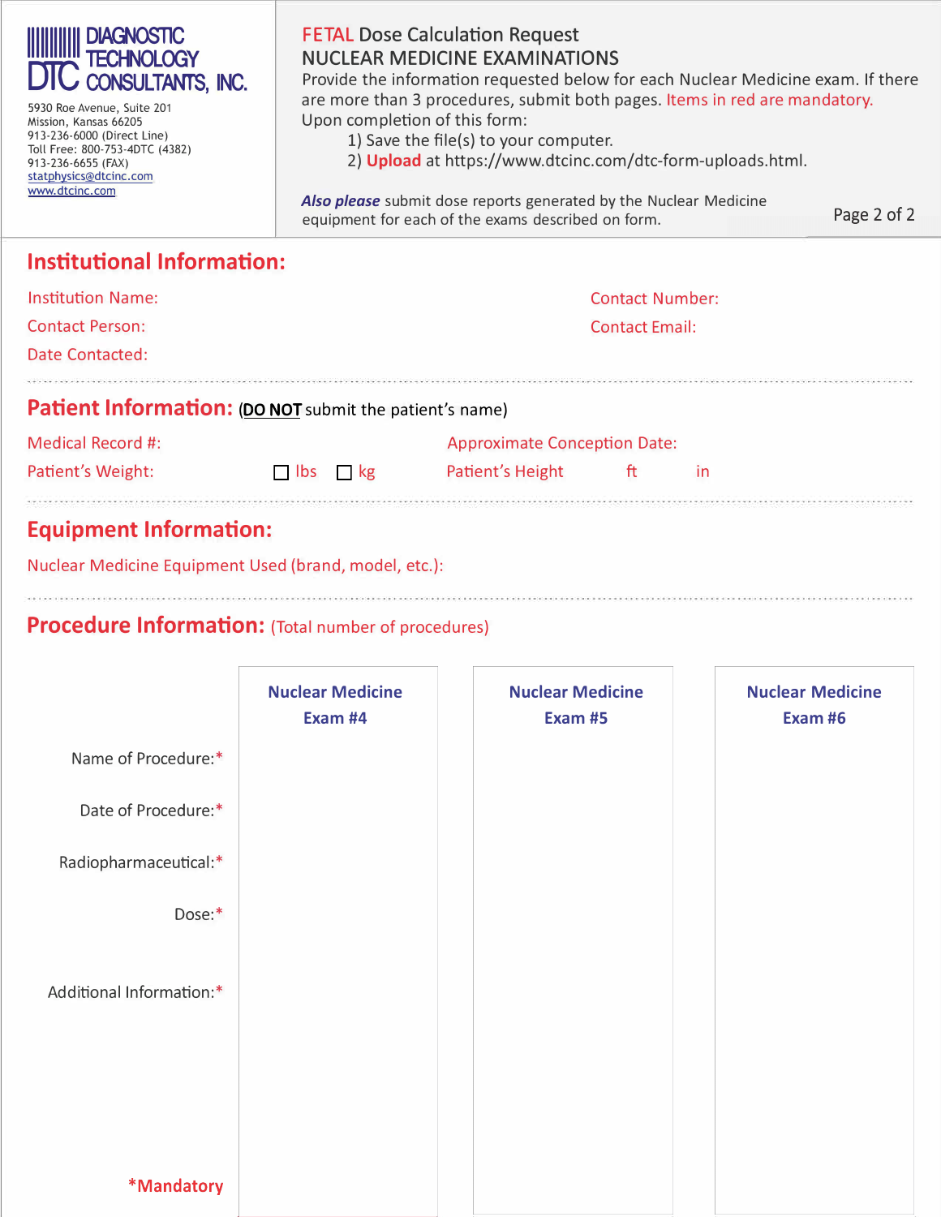DIAGNOSTIC TECHNOLOGY CONSULTANTS, INC.

5930 Roe Avenue, Suite 201
Mission, Kansas 66205
913-236-6000 (Direct Line)
Toll Free: 800-753-4DTC (4382)
913-236-6655 (FAX)
statphysics@dtcinc.com
www.dtcinc.com

# FETAL Dose Calculation Request
## NUCLEAR MEDICINE EXAMINATIONS

Provide the information requested below for each Nuclear Medicine exam. If there are more than 3 procedures, submit both pages. Items in red are mandatory.

Upon completion of this form:

1) Save the file(s) to your computer.
2) **Upload** at https://www.dtcinc.com/dtc-form-uploads.html.

***Also please*** submit dose reports generated by the Nuclear Medicine equipment for each of the exams described on form.

## Institutional Information:

Institution Name:

Contact Number:

Contact Person:

Contact Email:

Date Contacted:

## Patient Information: (DO NOT submit the patient's name)

Medical #:

Approximate Conception Date:

Patient's Weight: ☐ lbs ☐ kg

Patient's Height ft in

## Equipment Information:

Nuclear Medicine Equipment Used (brand, model, etc.):

## Procedure Information: (Total number of procedures)

| | Nuclear Medicine Exam #4 | Nuclear Medicine Exam #5 | Nuclear Medicine Exam #6 |
|---|---|---|---|
| Name of Procedure:* | | | |
| Date of Procedure:* | | | |
| Radiopharmaceutical:* | | | |
| Dose:* | | | |
| Additional Information:* | | | |

***Mandatory**